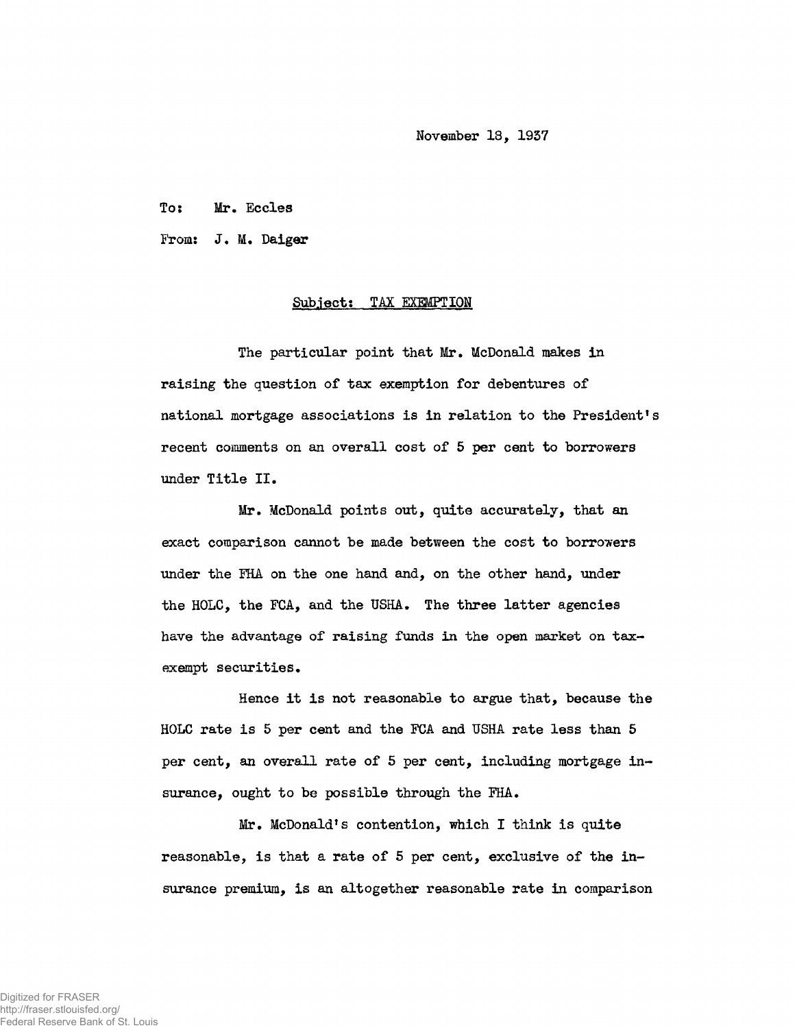November 18, 1937

To: Mr. Eccles

From: J. M. Daiger

Subject: TAX EXEMPTION

The particular point that Mr. McDonald makes in raising the question of tax exemption for debentures of national mortgage associations is in relation to the President's recent comments on an overall cost of 5 per cent to borrowers under Title II.

Mr. McDonald points out, quite accurately, that an exact comparison cannot be made between the cost to borrowers under the FHA on the one hand and, on the other hand, under the HOLC, the FCA, and the USHA. The three latter agencies have the advantage of raising funds in the open market on tax-exempt securities.

Hence it is not reasonable to argue that, because the HOLC rate is 5 per cent and the FCA and USHA rate less than 5 per cent, an overall rate of 5 per cent, including mortgage insurance, ought to be possible through the FHA.

Mr. McDonald's contention, which I think is quite reasonable, is that a rate of 5 per cent, exclusive of the insurance premium, is an altogether reasonable rate in comparison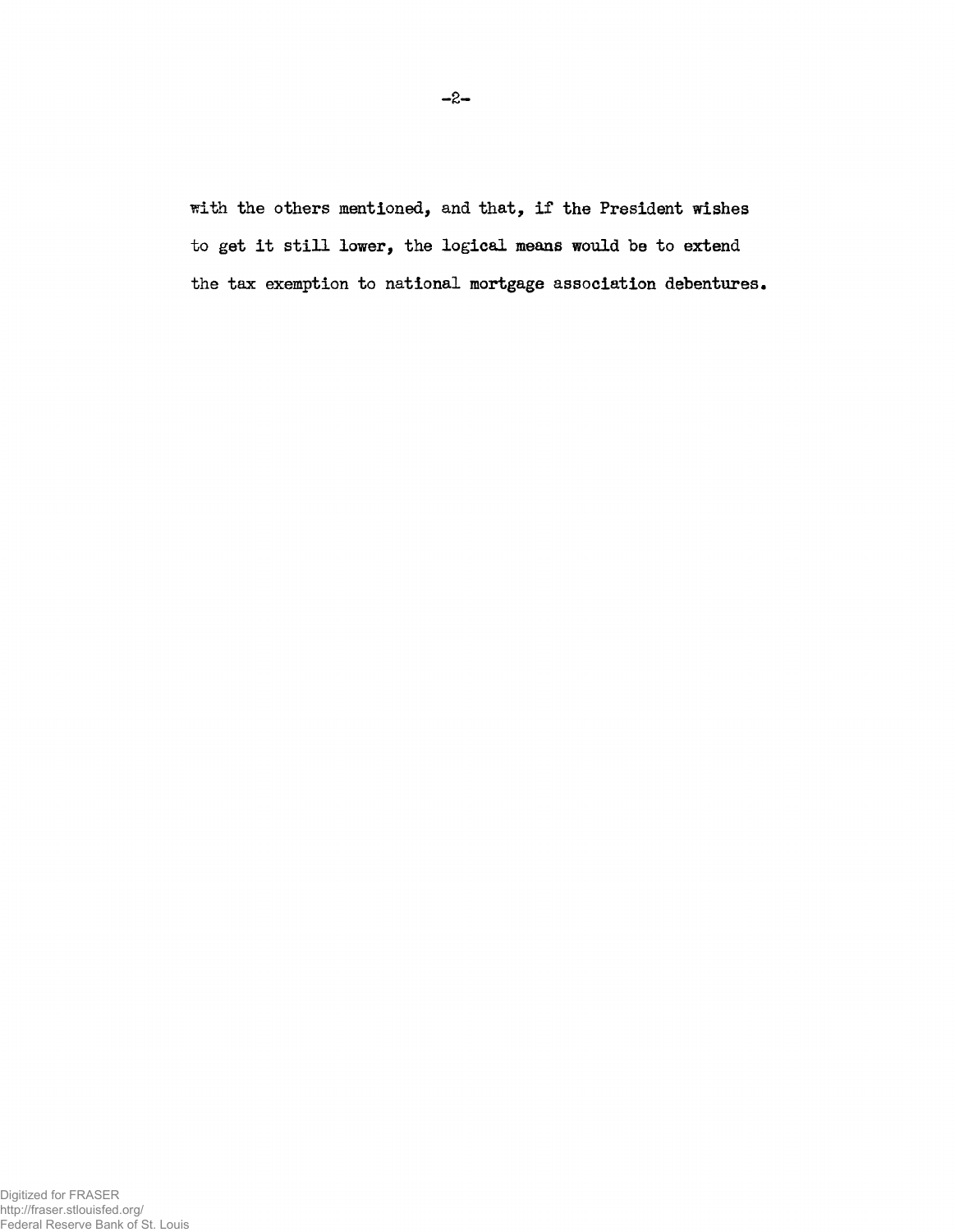with the others mentioned, and that, if the President wishes to get it still lower, the logical means would be to extend the tax exemption to national mortgage association debentures.